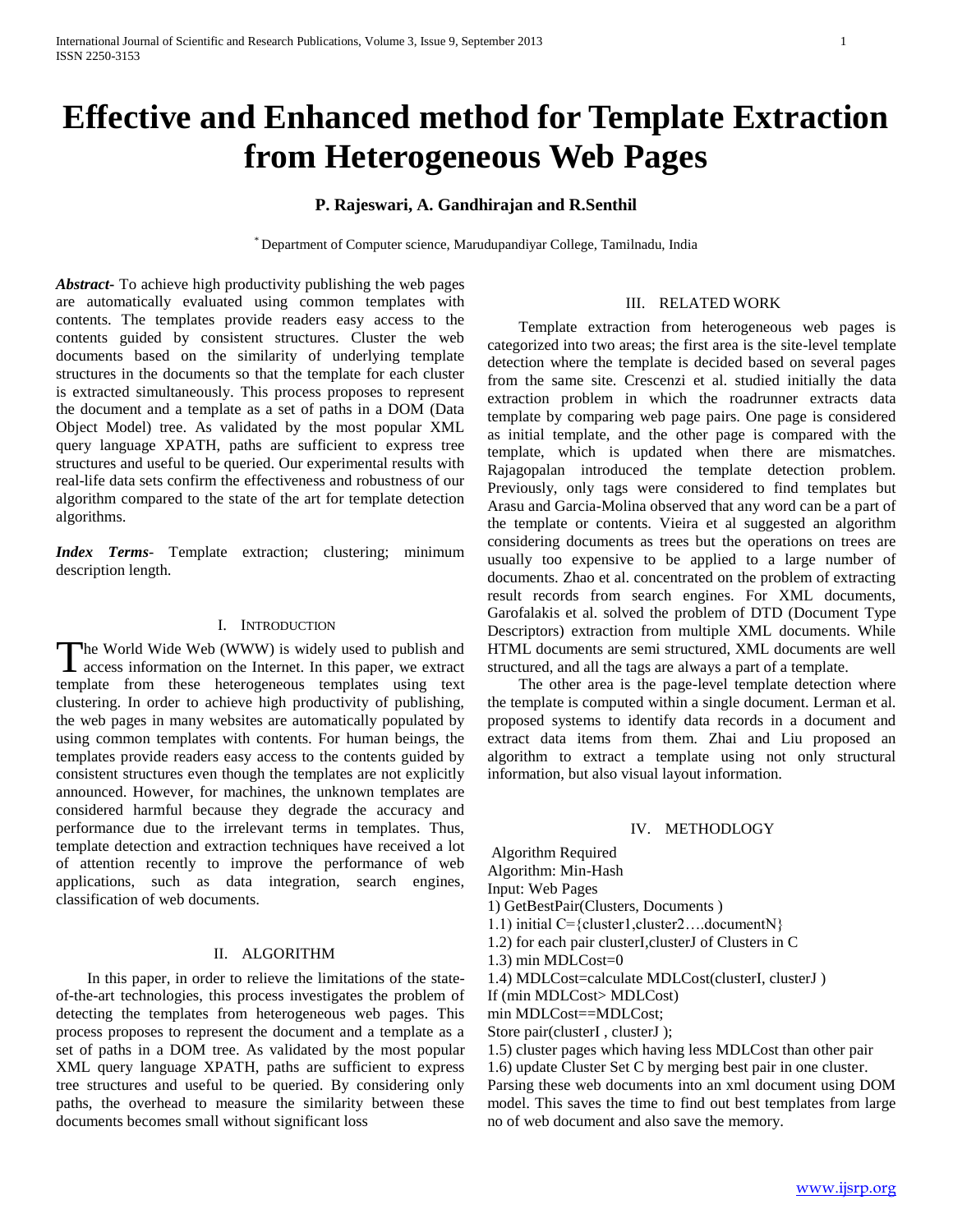# Effective and Enhanced method for Template Extraction from Heterogeneous Web Pages

**P. Rajeswari, A. Gandhirajan and R.Senthil**

[*] Department of Computer science, Marudupandiyar College, Tamilnadu, India

***Abstract***- To achieve high productivity publishing the web pages are automatically evaluated using common templates with contents. The templates provide readers easy access to the contents guided by consistent structures. Cluster the web documents based on the similarity of underlying template structures in the documents so that the template for each cluster is extracted simultaneously. This process proposes to represent the document and a template as a set of paths in a DOM (Data Object Model) tree. As validated by the most popular XML query language XPATH, paths are sufficient to express tree structures and useful to be queried. Our experimental results with real-life data sets confirm the effectiveness and robustness of our algorithm compared to the state of the art for template detection algorithms.

***Index Terms***- Template extraction; clustering; minimum description length.

## I. Introduction

The World Wide Web (WWW) is widely used to publish and access information on the Internet. In this paper, we extract template from these heterogeneous templates using text clustering. In order to achieve high productivity of publishing, the web pages in many websites are automatically populated by using common templates with contents. For human beings, the templates provide readers easy access to the contents guided by consistent structures even though the templates are not explicitly announced. However, for machines, the unknown templates are considered harmful because they degrade the accuracy and performance due to the irrelevant terms in templates. Thus, template detection and extraction techniques have received a lot of attention recently to improve the performance of web applications, such as data integration, search engines, classification of web documents.

## II. Algorithm

In this paper, in order to relieve the limitations of the state-of-the-art technologies, this process investigates the problem of detecting the templates from heterogeneous web pages. This process proposes to represent the document and a template as a set of paths in a DOM tree. As validated by the most popular XML query language XPATH, paths are sufficient to express tree structures and useful to be queried. By considering only paths, the overhead to measure the similarity between these documents becomes small without significant loss

## III. Related Work

Template extraction from heterogeneous web pages is categorized into two areas; the first area is the site-level template detection where the template is decided based on several pages from the same site. Crescenzi et al. studied initially the data extraction problem in which the roadrunner extracts data template by comparing web page pairs. One page is considered as initial template, and the other page is compared with the template, which is updated when there are mismatches. Rajagopalan introduced the template detection problem. Previously, only tags were considered to find templates but Arasu and Garcia-Molina observed that any word can be a part of the template or contents. Vieira et al suggested an algorithm considering documents as trees but the operations on trees are usually too expensive to be applied to a large number of documents. Zhao et al. concentrated on the problem of extracting result records from search engines. For XML documents, Garofalakis et al. solved the problem of DTD (Document Type Descriptors) extraction from multiple XML documents. While HTML documents are semi structured, XML documents are well structured, and all the tags are always a part of a template.

The other area is the page-level template detection where the template is computed within a single document. Lerman et al. proposed systems to identify data records in a document and extract data items from them. Zhai and Liu proposed an algorithm to extract a template using not only structural information, but also visual layout information.

## IV. Methodology

Algorithm Required
Algorithm: Min-Hash
Input: Web Pages
1) GetBestPair(Clusters, Documents )
1.1) initial C={cluster1,cluster2….documentN}
1.2) for each pair clusterI,clusterJ of Clusters in C
1.3) min MDLCost=0
1.4) MDLCost=calculate MDLCost(clusterI, clusterJ )
If (min MDLCost> MDLCost)
min MDLCost==MDLCost;
Store pair(clusterI , clusterJ );
1.5) cluster pages which having less MDLCost than other pair
1.6) update Cluster Set C by merging best pair in one cluster.

Parsing these web documents into an xml document using DOM model. This saves the time to find out best templates from large no of web document and also save the memory.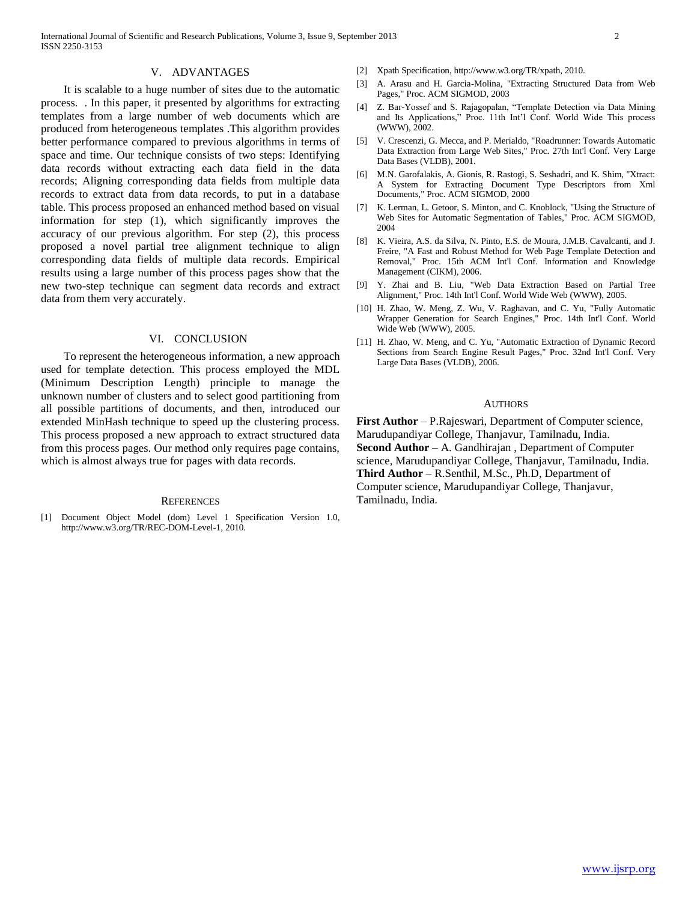## V. ADVANTAGES

It is scalable to a huge number of sites due to the automatic process. . In this paper, it presented by algorithms for extracting templates from a large number of web documents which are produced from heterogeneous templates .This algorithm provides better performance compared to previous algorithms in terms of space and time. Our technique consists of two steps: Identifying data records without extracting each data field in the data records; Aligning corresponding data fields from multiple data records to extract data from data records, to put in a database table. This process proposed an enhanced method based on visual information for step (1), which significantly improves the accuracy of our previous algorithm. For step (2), this process proposed a novel partial tree alignment technique to align corresponding data fields of multiple data records. Empirical results using a large number of this process pages show that the new two-step technique can segment data records and extract data from them very accurately.

## VI. CONCLUSION

To represent the heterogeneous information, a new approach used for template detection. This process employed the MDL (Minimum Description Length) principle to manage the unknown number of clusters and to select good partitioning from all possible partitions of documents, and then, introduced our extended MinHash technique to speed up the clustering process. This process proposed a new approach to extract structured data from this process pages. Our method only requires page contains, which is almost always true for pages with data records.

## REFERENCES

[1] Document Object Model (dom) Level 1 Specification Version 1.0, http://www.w3.org/TR/REC-DOM-Level-1, 2010.

[2] Xpath Specification, http://www.w3.org/TR/xpath, 2010.

[3] A. Arasu and H. Garcia-Molina, "Extracting Structured Data from Web Pages," Proc. ACM SIGMOD, 2003

[4] Z. Bar-Yossef and S. Rajagopalan, "Template Detection via Data Mining and Its Applications," Proc. 11th Int'l Conf. World Wide This process (WWW), 2002.

[5] V. Crescenzi, G. Mecca, and P. Merialdo, "Roadrunner: Towards Automatic Data Extraction from Large Web Sites," Proc. 27th Int'l Conf. Very Large Data Bases (VLDB), 2001.

[6] M.N. Garofalakis, A. Gionis, R. Rastogi, S. Seshadri, and K. Shim, "Xtract: A System for Extracting Document Type Descriptors from Xml Documents," Proc. ACM SIGMOD, 2000

[7] K. Lerman, L. Getoor, S. Minton, and C. Knoblock, "Using the Structure of Web Sites for Automatic Segmentation of Tables," Proc. ACM SIGMOD, 2004

[8] K. Vieira, A.S. da Silva, N. Pinto, E.S. de Moura, J.M.B. Cavalcanti, and J. Freire, "A Fast and Robust Method for Web Page Template Detection and Removal," Proc. 15th ACM Int'l Conf. Information and Knowledge Management (CIKM), 2006.

[9] Y. Zhai and B. Liu, "Web Data Extraction Based on Partial Tree Alignment," Proc. 14th Int'l Conf. World Wide Web (WWW), 2005.

[10] H. Zhao, W. Meng, Z. Wu, V. Raghavan, and C. Yu, "Fully Automatic Wrapper Generation for Search Engines," Proc. 14th Int'l Conf. World Wide Web (WWW), 2005.

[11] H. Zhao, W. Meng, and C. Yu, "Automatic Extraction of Dynamic Record Sections from Search Engine Result Pages," Proc. 32nd Int'l Conf. Very Large Data Bases (VLDB), 2006.

## AUTHORS

**First Author** – P.Rajeswari, Department of Computer science, Marudupandiyar College, Thanjavur, Tamilnadu, India.

**Second Author** – A. Gandhirajan , Department of Computer science, Marudupandiyar College, Thanjavur, Tamilnadu, India.

**Third Author** – R.Senthil, M.Sc., Ph.D, Department of Computer science, Marudupandiyar College, Thanjavur, Tamilnadu, India.